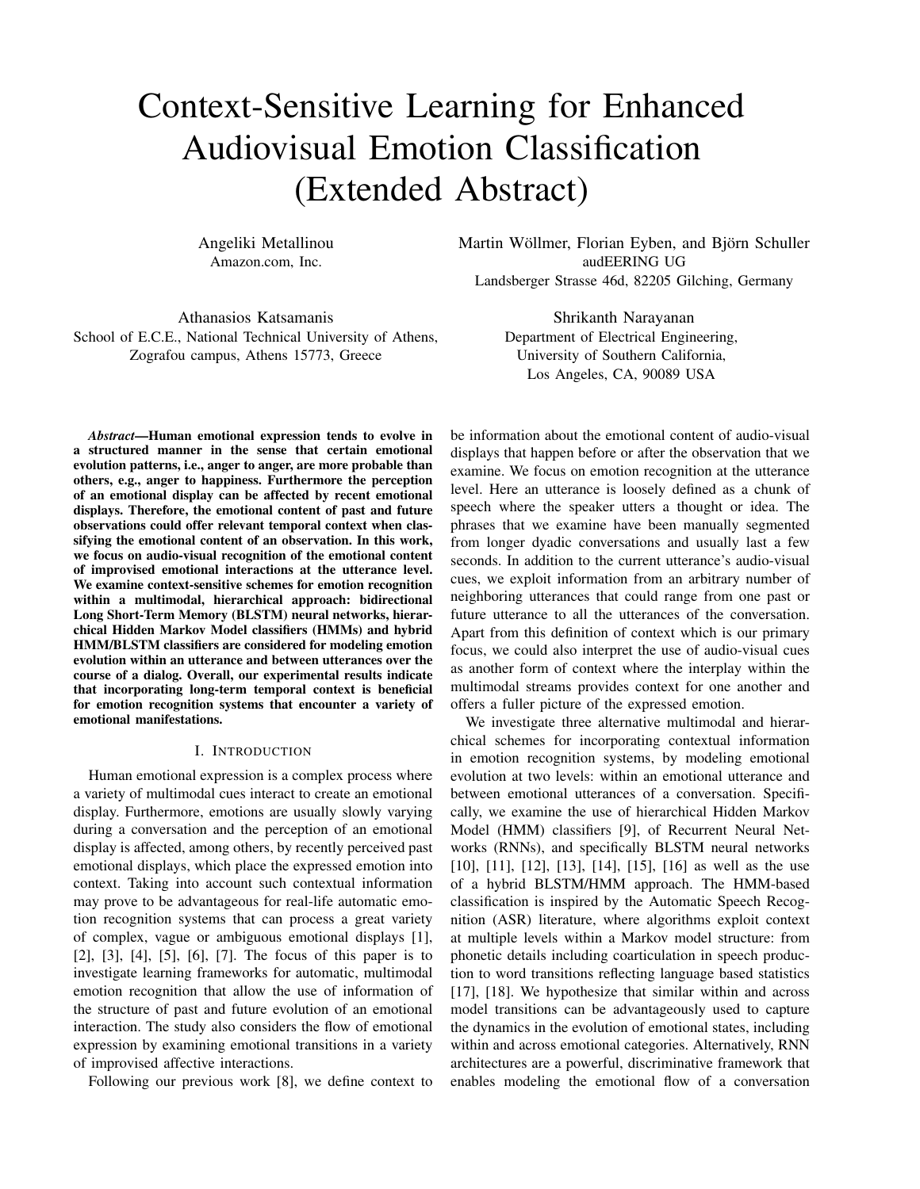# Context-Sensitive Learning for Enhanced Audiovisual Emotion Classification (Extended Abstract)

Angeliki Metallinou
Amazon.com, Inc.

Martin Wöllmer, Florian Eyben, and Björn Schuller
audEERING UG
Landsberger Strasse 46d, 82205 Gilching, Germany

Athanasios Katsamanis
School of E.C.E., National Technical University of Athens,
Zografou campus, Athens 15773, Greece

Shrikanth Narayanan
Department of Electrical Engineering,
University of Southern California,
Los Angeles, CA, 90089 USA

***Abstract*—Human emotional expression tends to evolve in a structured manner in the sense that certain emotional evolution patterns, i.e., anger to anger, are more probable than others, e.g., anger to happiness. Furthermore the perception of an emotional display can be affected by recent emotional displays. Therefore, the emotional content of past and future observations could offer relevant temporal context when classifying the emotional content of an observation. In this work, we focus on audio-visual recognition of the emotional content of improvised emotional interactions at the utterance level. We examine context-sensitive schemes for emotion recognition within a multimodal, hierarchical approach: bidirectional Long Short-Term Memory (BLSTM) neural networks, hierarchical Hidden Markov Model classifiers (HMMs) and hybrid HMM/BLSTM classifiers are considered for modeling emotion evolution within an utterance and between utterances over the course of a dialog. Overall, our experimental results indicate that incorporating long-term temporal context is beneficial for emotion recognition systems that encounter a variety of emotional manifestations.**

## I. Introduction

Human emotional expression is a complex process where a variety of multimodal cues interact to create an emotional display. Furthermore, emotions are usually slowly varying during a conversation and the perception of an emotional display is affected, among others, by recently perceived past emotional displays, which place the expressed emotion into context. Taking into account such contextual information may prove to be advantageous for real-life automatic emotion recognition systems that can process a great variety of complex, vague or ambiguous emotional displays [1], [2], [3], [4], [5], [6], [7]. The focus of this paper is to investigate learning frameworks for automatic, multimodal emotion recognition that allow the use of information of the structure of past and future evolution of an emotional interaction. The study also considers the flow of emotional expression by examining emotional transitions in a variety of improvised affective interactions.

Following our previous work [8], we define context to be information about the emotional content of audio-visual displays that happen before or after the observation that we examine. We focus on emotion recognition at the utterance level. Here an utterance is loosely defined as a chunk of speech where the speaker utters a thought or idea. The phrases that we examine have been manually segmented from longer dyadic conversations and usually last a few seconds. In addition to the current utterance's audio-visual cues, we exploit information from an arbitrary number of neighboring utterances that could range from one past or future utterance to all the utterances of the conversation. Apart from this definition of context which is our primary focus, we could also interpret the use of audio-visual cues as another form of context where the interplay within the multimodal streams provides context for one another and offers a fuller picture of the expressed emotion.

We investigate three alternative multimodal and hierarchical schemes for incorporating contextual information in emotion recognition systems, by modeling emotional evolution at two levels: within an emotional utterance and between emotional utterances of a conversation. Specifically, we examine the use of hierarchical Hidden Markov Model (HMM) classifiers [9], of Recurrent Neural Networks (RNNs), and specifically BLSTM neural networks [10], [11], [12], [13], [14], [15], [16] as well as the use of a hybrid BLSTM/HMM approach. The HMM-based classification is inspired by the Automatic Speech Recognition (ASR) literature, where algorithms exploit context at multiple levels within a Markov model structure: from phonetic details including coarticulation in speech production to word transitions reflecting language based statistics [17], [18]. We hypothesize that similar within and across model transitions can be advantageously used to capture the dynamics in the evolution of emotional states, including within and across emotional categories. Alternatively, RNN architectures are a powerful, discriminative framework that enables modeling the emotional flow of a conversation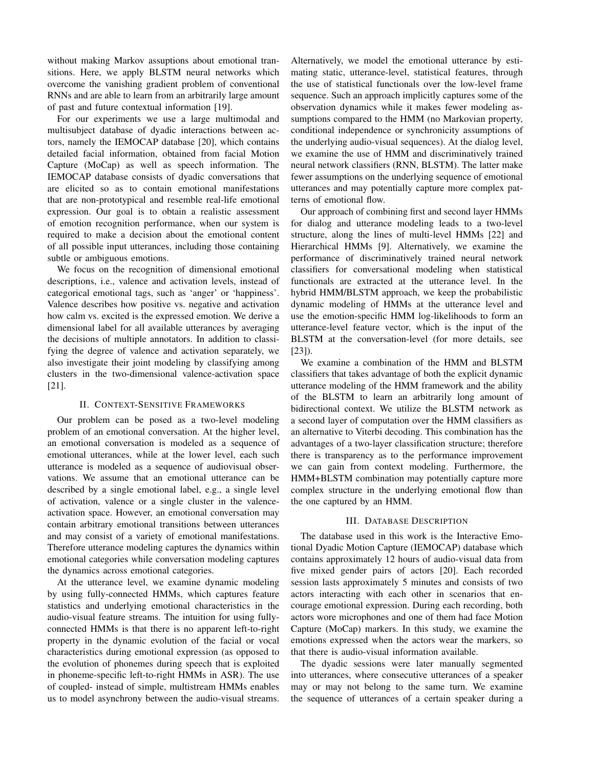without making Markov assumptions about emotional transitions. Here, we apply BLSTM neural networks which overcome the vanishing gradient problem of conventional RNNs and are able to learn from an arbitrarily large amount of past and future contextual information [19].

For our experiments we use a large multimodal and multisubject database of dyadic interactions between actors, namely the IEMOCAP database [20], which contains detailed facial information, obtained from facial Motion Capture (MoCap) as well as speech information. The IEMOCAP database consists of dyadic conversations that are elicited so as to contain emotional manifestations that are non-prototypical and resemble real-life emotional expression. Our goal is to obtain a realistic assessment of emotion recognition performance, when our system is required to make a decision about the emotional content of all possible input utterances, including those containing subtle or ambiguous emotions.

We focus on the recognition of dimensional emotional descriptions, i.e., valence and activation levels, instead of categorical emotional tags, such as 'anger' or 'happiness'. Valence describes how positive vs. negative and activation how calm vs. excited is the expressed emotion. We derive a dimensional label for all available utterances by averaging the decisions of multiple annotators. In addition to classifying the degree of valence and activation separately, we also investigate their joint modeling by classifying among clusters in the two-dimensional valence-activation space [21].

## II. Context-Sensitive Frameworks

Our problem can be posed as a two-level modeling problem of an emotional conversation. At the higher level, an emotional conversation is modeled as a sequence of emotional utterances, while at the lower level, each such utterance is modeled as a sequence of audiovisual observations. We assume that an emotional utterance can be described by a single emotional label, e.g., a single level of activation, valence or a single cluster in the valence-activation space. However, an emotional conversation may contain arbitrary emotional transitions between utterances and may consist of a variety of emotional manifestations. Therefore utterance modeling captures the dynamics within emotional categories while conversation modeling captures the dynamics across emotional categories.

At the utterance level, we examine dynamic modeling by using fully-connected HMMs, which captures feature statistics and underlying emotional characteristics in the audio-visual feature streams. The intuition for using fully-connected HMMs is that there is no apparent left-to-right property in the dynamic evolution of the facial or vocal characteristics during emotional expression (as opposed to the evolution of phonemes during speech that is exploited in phoneme-specific left-to-right HMMs in ASR). The use of coupled- instead of simple, multistream HMMs enables us to model asynchrony between the audio-visual streams. Alternatively, we model the emotional utterance by estimating static, utterance-level, statistical features, through the use of statistical functionals over the low-level frame sequence. Such an approach implicitly captures some of the observation dynamics while it makes fewer modeling assumptions compared to the HMM (no Markovian property, conditional independence or synchronicity assumptions of the underlying audio-visual sequences). At the dialog level, we examine the use of HMM and discriminatively trained neural network classifiers (RNN, BLSTM). The latter make fewer assumptions on the underlying sequence of emotional utterances and may potentially capture more complex patterns of emotional flow.

Our approach of combining first and second layer HMMs for dialog and utterance modeling leads to a two-level structure, along the lines of multi-level HMMs [22] and Hierarchical HMMs [9]. Alternatively, we examine the performance of discriminatively trained neural network classifiers for conversational modeling when statistical functionals are extracted at the utterance level. In the hybrid HMM/BLSTM approach, we keep the probabilistic dynamic modeling of HMMs at the utterance level and use the emotion-specific HMM log-likelihoods to form an utterance-level feature vector, which is the input of the BLSTM at the conversation-level (for more details, see [23]).

We examine a combination of the HMM and BLSTM classifiers that takes advantage of both the explicit dynamic utterance modeling of the HMM framework and the ability of the BLSTM to learn an arbitrarily long amount of bidirectional context. We utilize the BLSTM network as a second layer of computation over the HMM classifiers as an alternative to Viterbi decoding. This combination has the advantages of a two-layer classification structure; therefore there is transparency as to the performance improvement we can gain from context modeling. Furthermore, the HMM+BLSTM combination may potentially capture more complex structure in the underlying emotional flow than the one captured by an HMM.

## III. Database Description

The database used in this work is the Interactive Emotional Dyadic Motion Capture (IEMOCAP) database which contains approximately 12 hours of audio-visual data from five mixed gender pairs of actors [20]. Each recorded session lasts approximately 5 minutes and consists of two actors interacting with each other in scenarios that encourage emotional expression. During each recording, both actors wore microphones and one of them had face Motion Capture (MoCap) markers. In this study, we examine the emotions expressed when the actors wear the markers, so that there is audio-visual information available.

The dyadic sessions were later manually segmented into utterances, where consecutive utterances of a speaker may or may not belong to the same turn. We examine the sequence of utterances of a certain speaker during a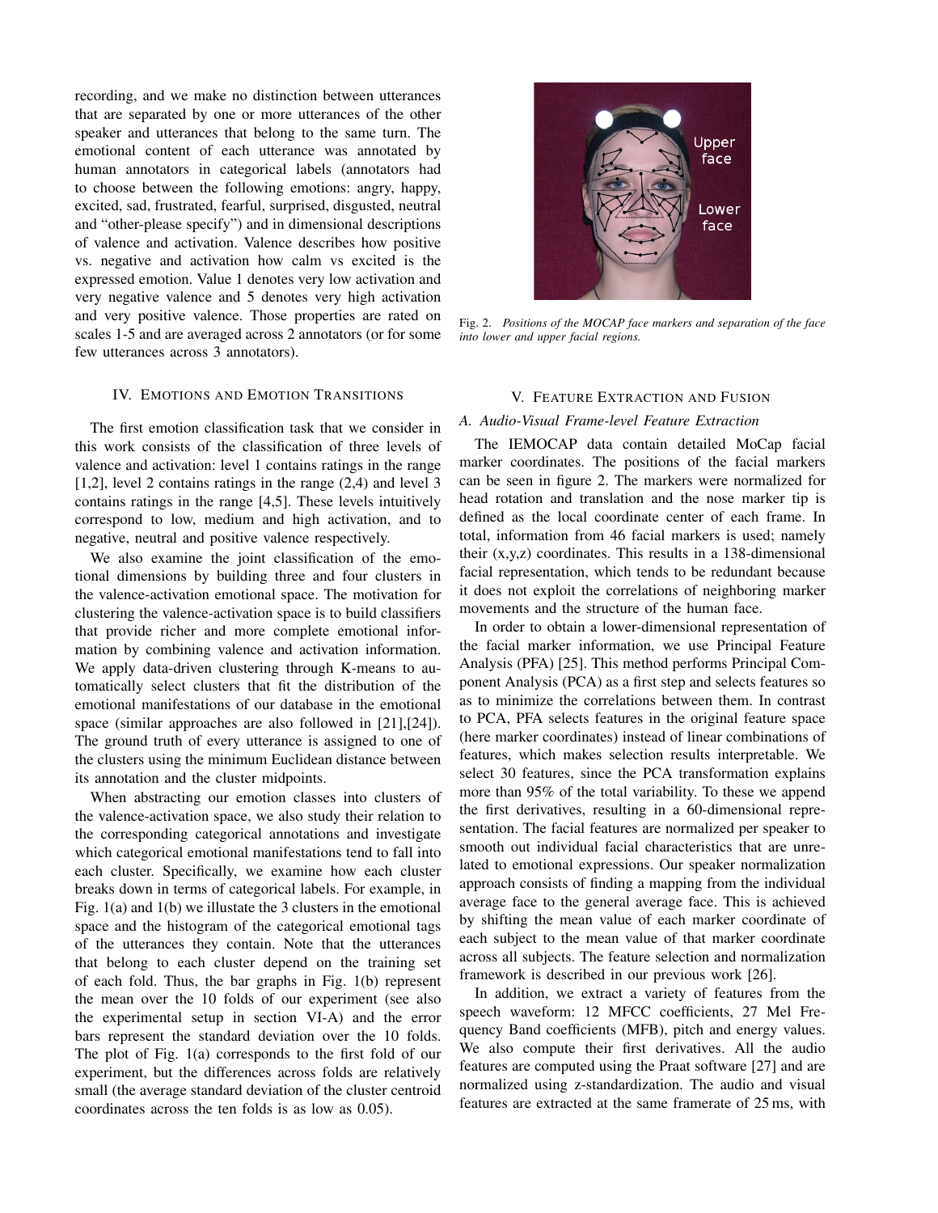recording, and we make no distinction between utterances that are separated by one or more utterances of the other speaker and utterances that belong to the same turn. The emotional content of each utterance was annotated by human annotators in categorical labels (annotators had to choose between the following emotions: angry, happy, excited, sad, frustrated, fearful, surprised, disgusted, neutral and "other-please specify") and in dimensional descriptions of valence and activation. Valence describes how positive vs. negative and activation how calm vs excited is the expressed emotion. Value 1 denotes very low activation and very negative valence and 5 denotes very high activation and very positive valence. Those properties are rated on scales 1-5 and are averaged across 2 annotators (or for some few utterances across 3 annotators).

## IV. Emotions and Emotion Transitions

The first emotion classification task that we consider in this work consists of the classification of three levels of valence and activation: level 1 contains ratings in the range [1,2], level 2 contains ratings in the range (2,4) and level 3 contains ratings in the range [4,5]. These levels intuitively correspond to low, medium and high activation, and to negative, neutral and positive valence respectively.

We also examine the joint classification of the emotional dimensions by building three and four clusters in the valence-activation emotional space. The motivation for clustering the valence-activation space is to build classifiers that provide richer and more complete emotional information by combining valence and activation information. We apply data-driven clustering through K-means to automatically select clusters that fit the distribution of the emotional manifestations of our database in the emotional space (similar approaches are also followed in [21],[24]). The ground truth of every utterance is assigned to one of the clusters using the minimum Euclidean distance between its annotation and the cluster midpoints.

When abstracting our emotion classes into clusters of the valence-activation space, we also study their relation to the corresponding categorical annotations and investigate which categorical emotional manifestations tend to fall into each cluster. Specifically, we examine how each cluster breaks down in terms of categorical labels. For example, in Fig. 1(a) and 1(b) we illustate the 3 clusters in the emotional space and the histogram of the categorical emotional tags of the utterances they contain. Note that the utterances that belong to each cluster depend on the training set of each fold. Thus, the bar graphs in Fig. 1(b) represent the mean over the 10 folds of our experiment (see also the experimental setup in section VI-A) and the error bars represent the standard deviation over the 10 folds. The plot of Fig. 1(a) corresponds to the first fold of our experiment, but the differences across folds are relatively small (the average standard deviation of the cluster centroid coordinates across the ten folds is as low as 0.05).

Fig. 2. *Positions of the MOCAP face markers and separation of the face into lower and upper facial regions.*

## V. Feature Extraction and Fusion

### A. Audio-Visual Frame-level Feature Extraction

The IEMOCAP data contain detailed MoCap facial marker coordinates. The positions of the facial markers can be seen in figure 2. The markers were normalized for head rotation and translation and the nose marker tip is defined as the local coordinate center of each frame. In total, information from 46 facial markers is used; namely their (x,y,z) coordinates. This results in a 138-dimensional facial representation, which tends to be redundant because it does not exploit the correlations of neighboring marker movements and the structure of the human face.

In order to obtain a lower-dimensional representation of the facial marker information, we use Principal Feature Analysis (PFA) [25]. This method performs Principal Component Analysis (PCA) as a first step and selects features so as to minimize the correlations between them. In contrast to PCA, PFA selects features in the original feature space (here marker coordinates) instead of linear combinations of features, which makes selection results interpretable. We select 30 features, since the PCA transformation explains more than 95% of the total variability. To these we append the first derivatives, resulting in a 60-dimensional representation. The facial features are normalized per speaker to smooth out individual facial characteristics that are unrelated to emotional expressions. Our speaker normalization approach consists of finding a mapping from the individual average face to the general average face. This is achieved by shifting the mean value of each marker coordinate of each subject to the mean value of that marker coordinate across all subjects. The feature selection and normalization framework is described in our previous work [26].

In addition, we extract a variety of features from the speech waveform: 12 MFCC coefficients, 27 Mel Frequency Band coefficients (MFB), pitch and energy values. We also compute their first derivatives. All the audio features are computed using the Praat software [27] and are normalized using z-standardization. The audio and visual features are extracted at the same framerate of 25 ms, with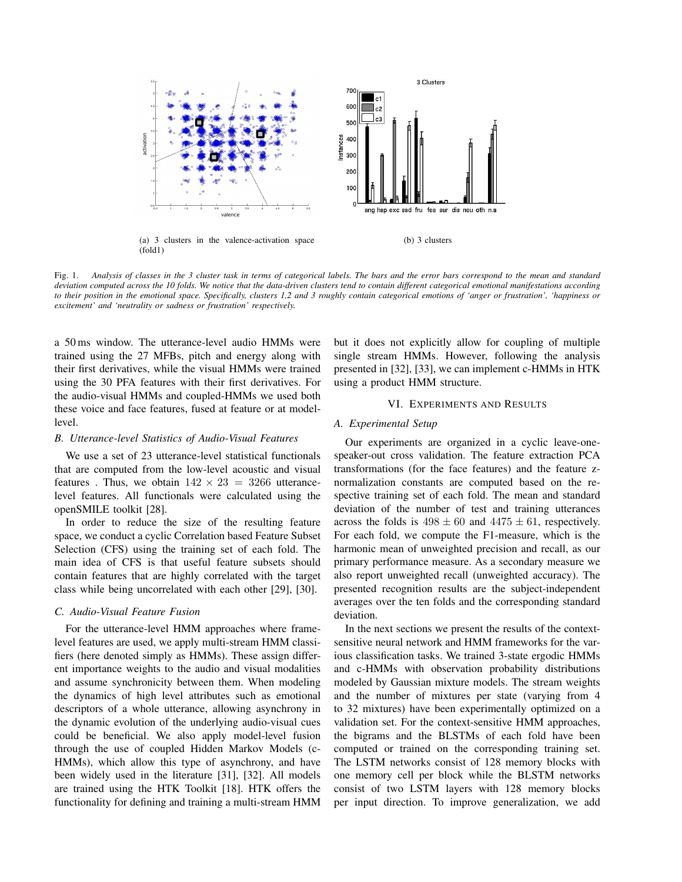(a) 3 clusters in the valence-activation space (fold1)

(b) 3 clusters

Fig. 1. *Analysis of classes in the 3 cluster task in terms of categorical labels. The bars and the error bars correspond to the mean and standard deviation computed across the 10 folds. We notice that the data-driven clusters tend to contain different categorical emotional manifestations according to their position in the emotional space. Specifically, clusters 1,2 and 3 roughly contain categorical emotions of 'anger or frustration', 'happiness or excitement' and 'neutrality or sadness or frustration' respectively.*

a 50 ms window. The utterance-level audio HMMs were trained using the 27 MFBs, pitch and energy along with their first derivatives, while the visual HMMs were trained using the 30 PFA features with their first derivatives. For the audio-visual HMMs and coupled-HMMs we used both these voice and face features, fused at feature or at model-level.

### B. Utterance-level Statistics of Audio-Visual Features

We use a set of 23 utterance-level statistical functionals that are computed from the low-level acoustic and visual features . Thus, we obtain $142 \times 23 = 3266$ utterance-level features. All functionals were calculated using the openSMILE toolkit [28].

In order to reduce the size of the resulting feature space, we conduct a cyclic Correlation based Feature Subset Selection (CFS) using the training set of each fold. The main idea of CFS is that useful feature subsets should contain features that are highly correlated with the target class while being uncorrelated with each other [29], [30].

### C. Audio-Visual Feature Fusion

For the utterance-level HMM approaches where frame-level features are used, we apply multi-stream HMM classifiers (here denoted simply as HMMs). These assign different importance weights to the audio and visual modalities and assume synchronicity between them. When modeling the dynamics of high level attributes such as emotional descriptors of a whole utterance, allowing asynchrony in the dynamic evolution of the underlying audio-visual cues could be beneficial. We also apply model-level fusion through the use of coupled Hidden Markov Models (c-HMMs), which allow this type of asynchrony, and have been widely used in the literature [31], [32]. All models are trained using the HTK Toolkit [18]. HTK offers the functionality for defining and training a multi-stream HMM but it does not explicitly allow for coupling of multiple single stream HMMs. However, following the analysis presented in [32], [33], we can implement c-HMMs in HTK using a product HMM structure.

## VI. Experiments and Results

### A. Experimental Setup

Our experiments are organized in a cyclic leave-one-speaker-out cross validation. The feature extraction PCA transformations (for the face features) and the feature z-normalization constants are computed based on the respective training set of each fold. The mean and standard deviation of the number of test and training utterances across the folds is $498 \pm 60$ and $4475 \pm 61$, respectively. For each fold, we compute the F1-measure, which is the harmonic mean of unweighted precision and recall, as our primary performance measure. As a secondary measure we also report unweighted recall (unweighted accuracy). The presented recognition results are the subject-independent averages over the ten folds and the corresponding standard deviation.

In the next sections we present the results of the context-sensitive neural network and HMM frameworks for the various classification tasks. We trained 3-state ergodic HMMs and c-HMMs with observation probability distributions modeled by Gaussian mixture models. The stream weights and the number of mixtures per state (varying from 4 to 32 mixtures) have been experimentally optimized on a validation set. For the context-sensitive HMM approaches, the bigrams and the BLSTMs of each fold have been computed or trained on the corresponding training set. The LSTM networks consist of 128 memory blocks with one memory cell per block while the BLSTM networks consist of two LSTM layers with 128 memory blocks per input direction. To improve generalization, we add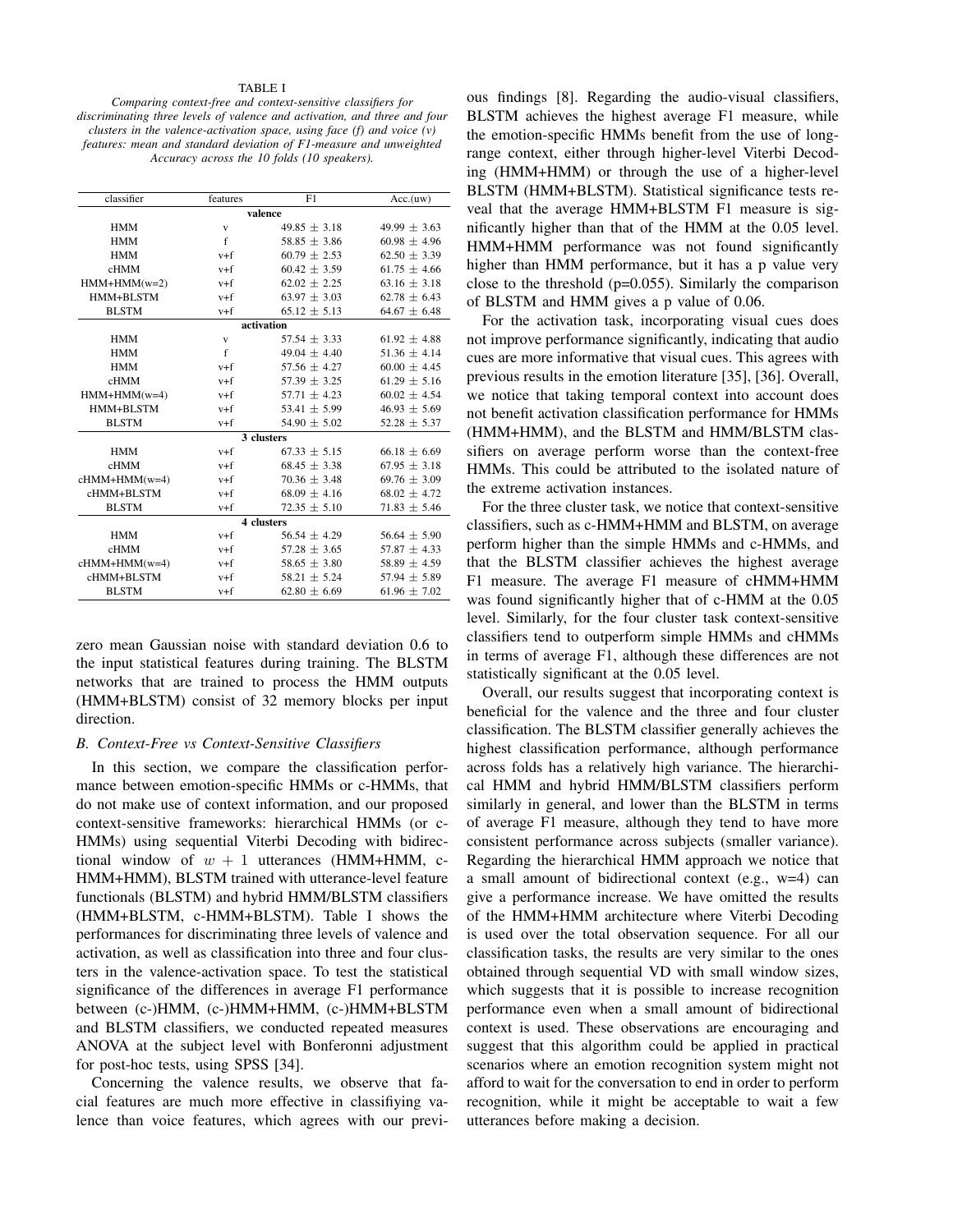TABLE I

*Comparing context-free and context-sensitive classifiers for discriminating three levels of valence and activation, and three and four clusters in the valence-activation space, using face (f) and voice (v) features: mean and standard deviation of F1-measure and unweighted Accuracy across the 10 folds (10 speakers).*

| classifier | features | F1 | Acc.(uw) |
|---|---|---|---|
| **valence** | | | |
| HMM | v | $49.85 \pm 3.18$ | $49.99 \pm 3.63$ |
| HMM | f | $58.85 \pm 3.86$ | $60.98 \pm 4.96$ |
| HMM | v+f | $60.79 \pm 2.53$ | $62.50 \pm 3.39$ |
| cHMM | v+f | $60.42 \pm 3.59$ | $61.75 \pm 4.66$ |
| HMM+HMM(w=2) | v+f | $62.02 \pm 2.25$ | $63.16 \pm 3.18$ |
| HMM+BLSTM | v+f | $63.97 \pm 3.03$ | $62.78 \pm 6.43$ |
| BLSTM | v+f | $65.12 \pm 5.13$ | $64.67 \pm 6.48$ |
| **activation** | | | |
| HMM | v | $57.54 \pm 3.33$ | $61.92 \pm 4.88$ |
| HMM | f | $49.04 \pm 4.40$ | $51.36 \pm 4.14$ |
| HMM | v+f | $57.56 \pm 4.27$ | $60.00 \pm 4.45$ |
| cHMM | v+f | $57.39 \pm 3.25$ | $61.29 \pm 5.16$ |
| HMM+HMM(w=4) | v+f | $57.71 \pm 4.23$ | $60.02 \pm 4.54$ |
| HMM+BLSTM | v+f | $53.41 \pm 5.99$ | $46.93 \pm 5.69$ |
| BLSTM | v+f | $54.90 \pm 5.02$ | $52.28 \pm 5.37$ |
| **3 clusters** | | | |
| HMM | v+f | $67.33 \pm 5.15$ | $66.18 \pm 6.69$ |
| cHMM | v+f | $68.45 \pm 3.38$ | $67.95 \pm 3.18$ |
| cHMM+HMM(w=4) | v+f | $70.36 \pm 3.48$ | $69.76 \pm 3.09$ |
| cHMM+BLSTM | v+f | $68.09 \pm 4.16$ | $68.02 \pm 4.72$ |
| BLSTM | v+f | $72.35 \pm 5.10$ | $71.83 \pm 5.46$ |
| **4 clusters** | | | |
| HMM | v+f | $56.54 \pm 4.29$ | $56.64 \pm 5.90$ |
| cHMM | v+f | $57.28 \pm 3.65$ | $57.87 \pm 4.33$ |
| cHMM+HMM(w=4) | v+f | $58.65 \pm 3.80$ | $58.89 \pm 4.59$ |
| cHMM+BLSTM | v+f | $58.21 \pm 5.24$ | $57.94 \pm 5.89$ |
| BLSTM | v+f | $62.80 \pm 6.69$ | $61.96 \pm 7.02$ |

zero mean Gaussian noise with standard deviation 0.6 to the input statistical features during training. The BLSTM networks that are trained to process the HMM outputs (HMM+BLSTM) consist of 32 memory blocks per input direction.

### *B. Context-Free vs Context-Sensitive Classifiers*

In this section, we compare the classification performance between emotion-specific HMMs or c-HMMs, that do not make use of context information, and our proposed context-sensitive frameworks: hierarchical HMMs (or c-HMMs) using sequential Viterbi Decoding with bidirectional window of $w + 1$ utterances (HMM+HMM, c-HMM+HMM), BLSTM trained with utterance-level feature functionals (BLSTM) and hybrid HMM/BLSTM classifiers (HMM+BLSTM, c-HMM+BLSTM). Table I shows the performances for discriminating three levels of valence and activation, as well as classification into three and four clusters in the valence-activation space. To test the statistical significance of the differences in average F1 performance between (c-)HMM, (c-)HMM+HMM, (c-)HMM+BLSTM and BLSTM classifiers, we conducted repeated measures ANOVA at the subject level with Bonferonni adjustment for post-hoc tests, using SPSS [34].

Concerning the valence results, we observe that facial features are much more effective in classifiying valence than voice features, which agrees with our previous findings [8]. Regarding the audio-visual classifiers, BLSTM achieves the highest average F1 measure, while the emotion-specific HMMs benefit from the use of long-range context, either through higher-level Viterbi Decoding (HMM+HMM) or through the use of a higher-level BLSTM (HMM+BLSTM). Statistical significance tests reveal that the average HMM+BLSTM F1 measure is significantly higher than that of the HMM at the 0.05 level. HMM+HMM performance was not found significantly higher than HMM performance, but it has a p value very close to the threshold (p=0.055). Similarly the comparison of BLSTM and HMM gives a p value of 0.06.

For the activation task, incorporating visual cues does not improve performance significantly, indicating that audio cues are more informative that visual cues. This agrees with previous results in the emotion literature [35], [36]. Overall, we notice that taking temporal context into account does not benefit activation classification performance for HMMs (HMM+HMM), and the BLSTM and HMM/BLSTM classifiers on average perform worse than the context-free HMMs. This could be attributed to the isolated nature of the extreme activation instances.

For the three cluster task, we notice that context-sensitive classifiers, such as c-HMM+HMM and BLSTM, on average perform higher than the simple HMMs and c-HMMs, and that the BLSTM classifier achieves the highest average F1 measure. The average F1 measure of cHMM+HMM was found significantly higher that of c-HMM at the 0.05 level. Similarly, for the four cluster task context-sensitive classifiers tend to outperform simple HMMs and cHMMs in terms of average F1, although these differences are not statistically significant at the 0.05 level.

Overall, our results suggest that incorporating context is beneficial for the valence and the three and four cluster classification. The BLSTM classifier generally achieves the highest classification performance, although performance across folds has a relatively high variance. The hierarchical HMM and hybrid HMM/BLSTM classifiers perform similarly in general, and lower than the BLSTM in terms of average F1 measure, although they tend to have more consistent performance across subjects (smaller variance). Regarding the hierarchical HMM approach we notice that a small amount of bidirectional context (e.g., w=4) can give a performance increase. We have omitted the results of the HMM+HMM architecture where Viterbi Decoding is used over the total observation sequence. For all our classification tasks, the results are very similar to the ones obtained through sequential VD with small window sizes, which suggests that it is possible to increase recognition performance even when a small amount of bidirectional context is used. These observations are encouraging and suggest that this algorithm could be applied in practical scenarios where an emotion recognition system might not afford to wait for the conversation to end in order to perform recognition, while it might be acceptable to wait a few utterances before making a decision.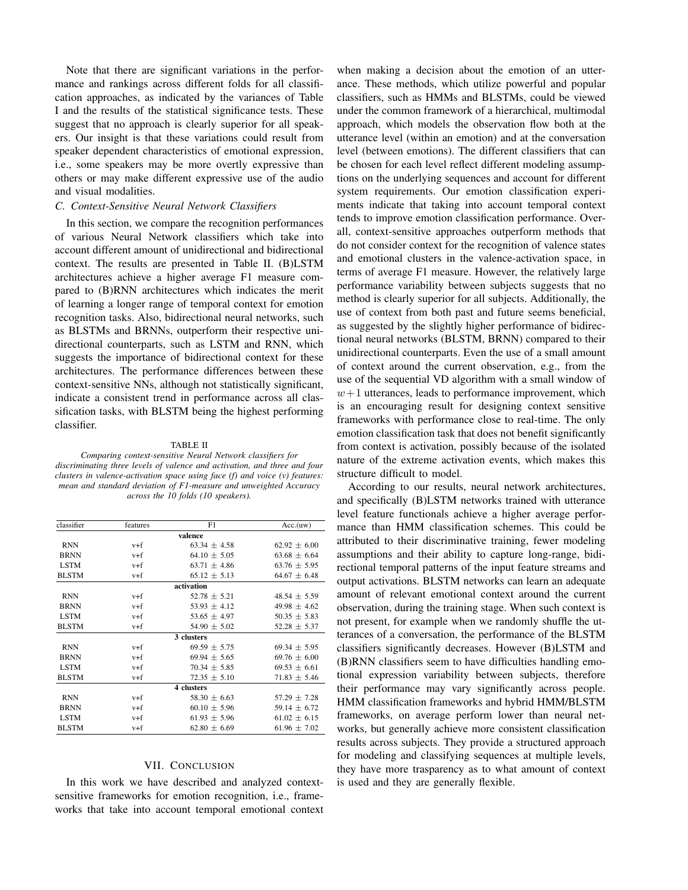Note that there are significant variations in the performance and rankings across different folds for all classification approaches, as indicated by the variances of Table I and the results of the statistical significance tests. These suggest that no approach is clearly superior for all speakers. Our insight is that these variations could result from speaker dependent characteristics of emotional expression, i.e., some speakers may be more overtly expressive than others or may make different expressive use of the audio and visual modalities.

### C. Context-Sensitive Neural Network Classifiers

In this section, we compare the recognition performances of various Neural Network classifiers which take into account different amount of unidirectional and bidirectional context. The results are presented in Table II. (B)LSTM architectures achieve a higher average F1 measure compared to (B)RNN architectures which indicates the merit of learning a longer range of temporal context for emotion recognition tasks. Also, bidirectional neural networks, such as BLSTMs and BRNNs, outperform their respective unidirectional counterparts, such as LSTM and RNN, which suggests the importance of bidirectional context for these architectures. The performance differences between these context-sensitive NNs, although not statistically significant, indicate a consistent trend in performance across all classification tasks, with BLSTM being the highest performing classifier.

TABLE II

*Comparing context-sensitive Neural Network classifiers for discriminating three levels of valence and activation, and three and four clusters in valence-activation space using face (f) and voice (v) features: mean and standard deviation of F1-measure and unweighted Accuracy across the 10 folds (10 speakers).*

| classifier | features | F1 | Acc.(uw) |
|---|---|---|---|
| | | **valence** | |
| RNN | v+f | 63.34 ± 4.58 | 62.92 ± 6.00 |
| BRNN | v+f | 64.10 ± 5.05 | 63.68 ± 6.64 |
| LSTM | v+f | 63.71 ± 4.86 | 63.76 ± 5.95 |
| BLSTM | v+f | 65.12 ± 5.13 | 64.67 ± 6.48 |
| | | **activation** | |
| RNN | v+f | 52.78 ± 5.21 | 48.54 ± 5.59 |
| BRNN | v+f | 53.93 ± 4.12 | 49.98 ± 4.62 |
| LSTM | v+f | 53.65 ± 4.97 | 50.35 ± 5.83 |
| BLSTM | v+f | 54.90 ± 5.02 | 52.28 ± 5.37 |
| | | **3 clusters** | |
| RNN | v+f | 69.59 ± 5.75 | 69.34 ± 5.95 |
| BRNN | v+f | 69.94 ± 5.65 | 69.76 ± 6.00 |
| LSTM | v+f | 70.34 ± 5.85 | 69.53 ± 6.61 |
| BLSTM | v+f | 72.35 ± 5.10 | 71.83 ± 5.46 |
| | | **4 clusters** | |
| RNN | v+f | 58.30 ± 6.63 | 57.29 ± 7.28 |
| BRNN | v+f | 60.10 ± 5.96 | 59.14 ± 6.72 |
| LSTM | v+f | 61.93 ± 5.96 | 61.02 ± 6.15 |
| BLSTM | v+f | 62.80 ± 6.69 | 61.96 ± 7.02 |

## VII. Conclusion

In this work we have described and analyzed context-sensitive frameworks for emotion recognition, i.e., frameworks that take into account temporal emotional context when making a decision about the emotion of an utterance. These methods, which utilize powerful and popular classifiers, such as HMMs and BLSTMs, could be viewed under the common framework of a hierarchical, multimodal approach, which models the observation flow both at the utterance level (within an emotion) and at the conversation level (between emotions). The different classifiers that can be chosen for each level reflect different modeling assumptions on the underlying sequences and account for different system requirements. Our emotion classification experiments indicate that taking into account temporal context tends to improve emotion classification performance. Overall, context-sensitive approaches outperform methods that do not consider context for the recognition of valence states and emotional clusters in the valence-activation space, in terms of average F1 measure. However, the relatively large performance variability between subjects suggests that no method is clearly superior for all subjects. Additionally, the use of context from both past and future seems beneficial, as suggested by the slightly higher performance of bidirectional neural networks (BLSTM, BRNN) compared to their unidirectional counterparts. Even the use of a small amount of context around the current observation, e.g., from the use of the sequential VD algorithm with a small window of $w+1$ utterances, leads to performance improvement, which is an encouraging result for designing context sensitive frameworks with performance close to real-time. The only emotion classification task that does not benefit significantly from context is activation, possibly because of the isolated nature of the extreme activation events, which makes this structure difficult to model.

According to our results, neural network architectures, and specifically (B)LSTM networks trained with utterance level feature functionals achieve a higher average performance than HMM classification schemes. This could be attributed to their discriminative training, fewer modeling assumptions and their ability to capture long-range, bidirectional temporal patterns of the input feature streams and output activations. BLSTM networks can learn an adequate amount of relevant emotional context around the current observation, during the training stage. When such context is not present, for example when we randomly shuffle the utterances of a conversation, the performance of the BLSTM classifiers significantly decreases. However (B)LSTM and (B)RNN classifiers seem to have difficulties handling emotional expression variability between subjects, therefore their performance may vary significantly across people. HMM classification frameworks and hybrid HMM/BLSTM frameworks, on average perform lower than neural networks, but generally achieve more consistent classification results across subjects. They provide a structured approach for modeling and classifying sequences at multiple levels, they have more trasparency as to what amount of context is used and they are generally flexible.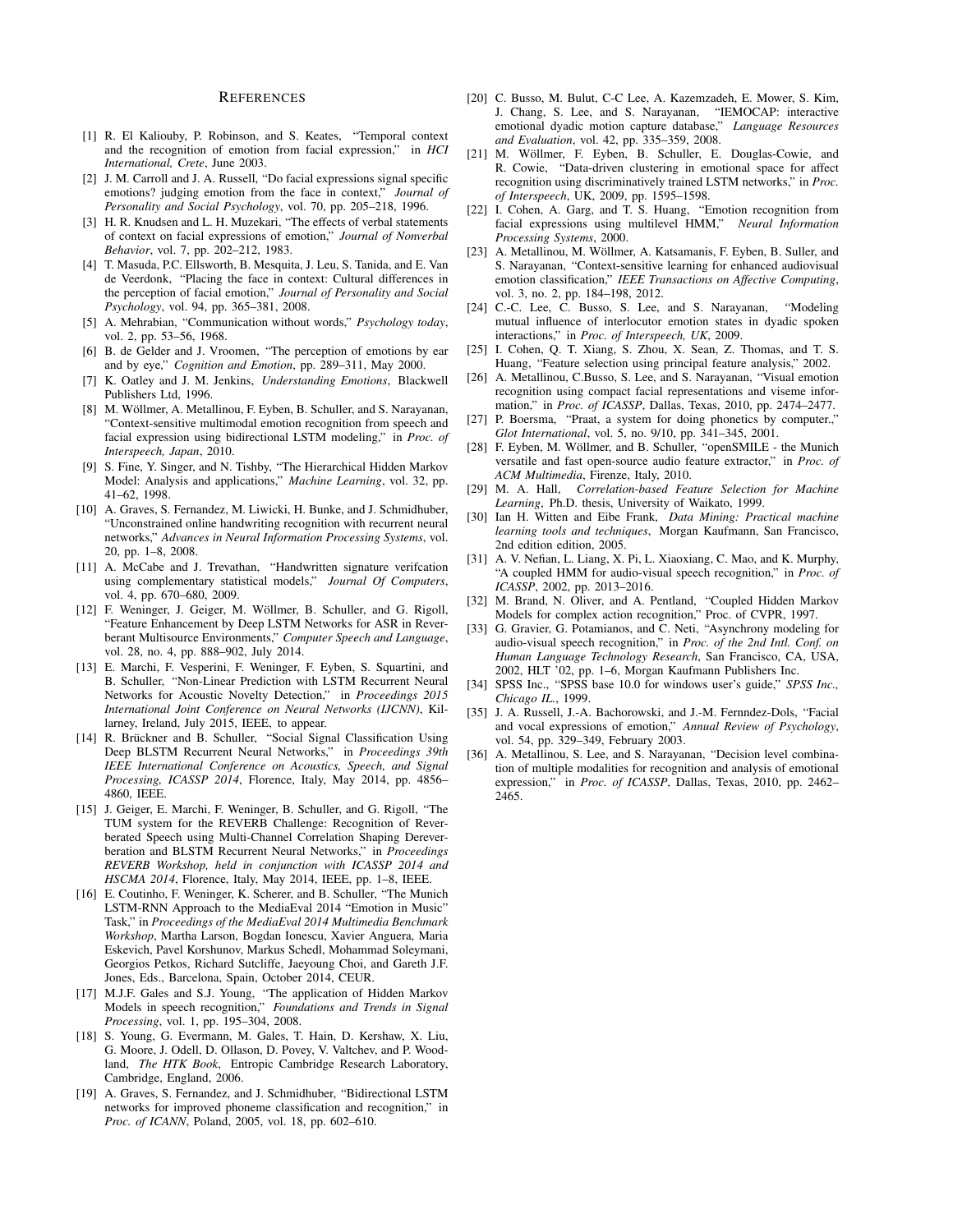# References

[1] R. El Kaliouby, P. Robinson, and S. Keates, "Temporal context and the recognition of emotion from facial expression," in *HCI International, Crete*, June 2003.

[2] J. M. Carroll and J. A. Russell, "Do facial expressions signal specific emotions? judging emotion from the face in context," *Journal of Personality and Social Psychology*, vol. 70, pp. 205–218, 1996.

[3] H. R. Knudsen and L. H. Muzekari, "The effects of verbal statements of context on facial expressions of emotion," *Journal of Nonverbal Behavior*, vol. 7, pp. 202–212, 1983.

[4] T. Masuda, P.C. Ellsworth, B. Mesquita, J. Leu, S. Tanida, and E. Van de Veerdonk, "Placing the face in context: Cultural differences in the perception of facial emotion," *Journal of Personality and Social Psychology*, vol. 94, pp. 365–381, 2008.

[5] A. Mehrabian, "Communication without words," *Psychology today*, vol. 2, pp. 53–56, 1968.

[6] B. de Gelder and J. Vroomen, "The perception of emotions by ear and by eye," *Cognition and Emotion*, pp. 289–311, May 2000.

[7] K. Oatley and J. M. Jenkins, *Understanding Emotions*, Blackwell Publishers Ltd, 1996.

[8] M. Wöllmer, A. Metallinou, F. Eyben, B. Schuller, and S. Narayanan, "Context-sensitive multimodal emotion recognition from speech and facial expression using bidirectional LSTM modeling," in *Proc. of Interspeech, Japan*, 2010.

[9] S. Fine, Y. Singer, and N. Tishby, "The Hierarchical Hidden Markov Model: Analysis and applications," *Machine Learning*, vol. 32, pp. 41–62, 1998.

[10] A. Graves, S. Fernandez, M. Liwicki, H. Bunke, and J. Schmidhuber, "Unconstrained online handwriting recognition with recurrent neural networks," *Advances in Neural Information Processing Systems*, vol. 20, pp. 1–8, 2008.

[11] A. McCabe and J. Trevathan, "Handwritten signature verifcation using complementary statistical models," *Journal Of Computers*, vol. 4, pp. 670–680, 2009.

[12] F. Weninger, J. Geiger, M. Wöllmer, B. Schuller, and G. Rigoll, "Feature Enhancement by Deep LSTM Networks for ASR in Reverberant Multisource Environments," *Computer Speech and Language*, vol. 28, no. 4, pp. 888–902, July 2014.

[13] E. Marchi, F. Vesperini, F. Weninger, F. Eyben, S. Squartini, and B. Schuller, "Non-Linear Prediction with LSTM Recurrent Neural Networks for Acoustic Novelty Detection," in *Proceedings 2015 International Joint Conference on Neural Networks (IJCNN)*, Killarney, Ireland, July 2015, IEEE, to appear.

[14] R. Brückner and B. Schuller, "Social Signal Classification Using Deep BLSTM Recurrent Neural Networks," in *Proceedings 39th IEEE International Conference on Acoustics, Speech, and Signal Processing, ICASSP 2014*, Florence, Italy, May 2014, pp. 4856–4860, IEEE.

[15] J. Geiger, E. Marchi, F. Weninger, B. Schuller, and G. Rigoll, "The TUM system for the REVERB Challenge: Recognition of Reverberated Speech using Multi-Channel Correlation Shaping Dereverberation and BLSTM Recurrent Neural Networks," in *Proceedings REVERB Workshop, held in conjunction with ICASSP 2014 and HSCMA 2014*, Florence, Italy, May 2014, IEEE, pp. 1–8, IEEE.

[16] E. Coutinho, F. Weninger, K. Scherer, and B. Schuller, "The Munich LSTM-RNN Approach to the MediaEval 2014 "Emotion in Music" Task," in *Proceedings of the MediaEval 2014 Multimedia Benchmark Workshop*, Martha Larson, Bogdan Ionescu, Xavier Anguera, Maria Eskevich, Pavel Korshunov, Markus Schedl, Mohammad Soleymani, Georgios Petkos, Richard Sutcliffe, Jaeyoung Choi, and Gareth J.F. Jones, Eds., Barcelona, Spain, October 2014, CEUR.

[17] M.J.F. Gales and S.J. Young, "The application of Hidden Markov Models in speech recognition," *Foundations and Trends in Signal Processing*, vol. 1, pp. 195–304, 2008.

[18] S. Young, G. Evermann, M. Gales, T. Hain, D. Kershaw, X. Liu, G. Moore, J. Odell, D. Ollason, D. Povey, V. Valtchev, and P. Woodland, *The HTK Book*, Entropic Cambridge Research Laboratory, Cambridge, England, 2006.

[19] A. Graves, S. Fernandez, and J. Schmidhuber, "Bidirectional LSTM networks for improved phoneme classification and recognition," in *Proc. of ICANN*, Poland, 2005, vol. 18, pp. 602–610.

[20] C. Busso, M. Bulut, C-C Lee, A. Kazemzadeh, E. Mower, S. Kim, J. Chang, S. Lee, and S. Narayanan, "IEMOCAP: interactive emotional dyadic motion capture database," *Language Resources and Evaluation*, vol. 42, pp. 335–359, 2008.

[21] M. Wöllmer, F. Eyben, B. Schuller, E. Douglas-Cowie, and R. Cowie, "Data-driven clustering in emotional space for affect recognition using discriminatively trained LSTM networks," in *Proc. of Interspeech*, UK, 2009, pp. 1595–1598.

[22] I. Cohen, A. Garg, and T. S. Huang, "Emotion recognition from facial expressions using multilevel HMM," *Neural Information Processing Systems*, 2000.

[23] A. Metallinou, M. Wöllmer, A. Katsamanis, F. Eyben, B. Suller, and S. Narayanan, "Context-sensitive learning for enhanced audiovisual emotion classification," *IEEE Transactions on Affective Computing*, vol. 3, no. 2, pp. 184–198, 2012.

[24] C.-C. Lee, C. Busso, S. Lee, and S. Narayanan, "Modeling mutual influence of interlocutor emotion states in dyadic spoken interactions," in *Proc. of Interspeech, UK*, 2009.

[25] I. Cohen, Q. T. Xiang, S. Zhou, X. Sean, Z. Thomas, and T. S. Huang, "Feature selection using principal feature analysis," 2002.

[26] A. Metallinou, C.Busso, S. Lee, and S. Narayanan, "Visual emotion recognition using compact facial representations and viseme information," in *Proc. of ICASSP*, Dallas, Texas, 2010, pp. 2474–2477.

[27] P. Boersma, "Praat, a system for doing phonetics by computer.," *Glot International*, vol. 5, no. 9/10, pp. 341–345, 2001.

[28] F. Eyben, M. Wöllmer, and B. Schuller, "openSMILE - the Munich versatile and fast open-source audio feature extractor," in *Proc. of ACM Multimedia*, Firenze, Italy, 2010.

[29] M. A. Hall, *Correlation-based Feature Selection for Machine Learning*, Ph.D. thesis, University of Waikato, 1999.

[30] Ian H. Witten and Eibe Frank, *Data Mining: Practical machine learning tools and techniques*, Morgan Kaufmann, San Francisco, 2nd edition edition, 2005.

[31] A. V. Nefian, L. Liang, X. Pi, L. Xiaoxiang, C. Mao, and K. Murphy, "A coupled HMM for audio-visual speech recognition," in *Proc. of ICASSP*, 2002, pp. 2013–2016.

[32] M. Brand, N. Oliver, and A. Pentland, "Coupled Hidden Markov Models for complex action recognition," Proc. of CVPR, 1997.

[33] G. Gravier, G. Potamianos, and C. Neti, "Asynchrony modeling for audio-visual speech recognition," in *Proc. of the 2nd Intl. Conf. on Human Language Technology Research*, San Francisco, CA, USA, 2002, HLT '02, pp. 1–6, Morgan Kaufmann Publishers Inc.

[34] SPSS Inc., "SPSS base 10.0 for windows user's guide," *SPSS Inc., Chicago IL.*, 1999.

[35] J. A. Russell, J.-A. Bachorowski, and J.-M. Fernndez-Dols, "Facial and vocal expressions of emotion," *Annual Review of Psychology*, vol. 54, pp. 329–349, February 2003.

[36] A. Metallinou, S. Lee, and S. Narayanan, "Decision level combination of multiple modalities for recognition and analysis of emotional expression," in *Proc. of ICASSP*, Dallas, Texas, 2010, pp. 2462–2465.